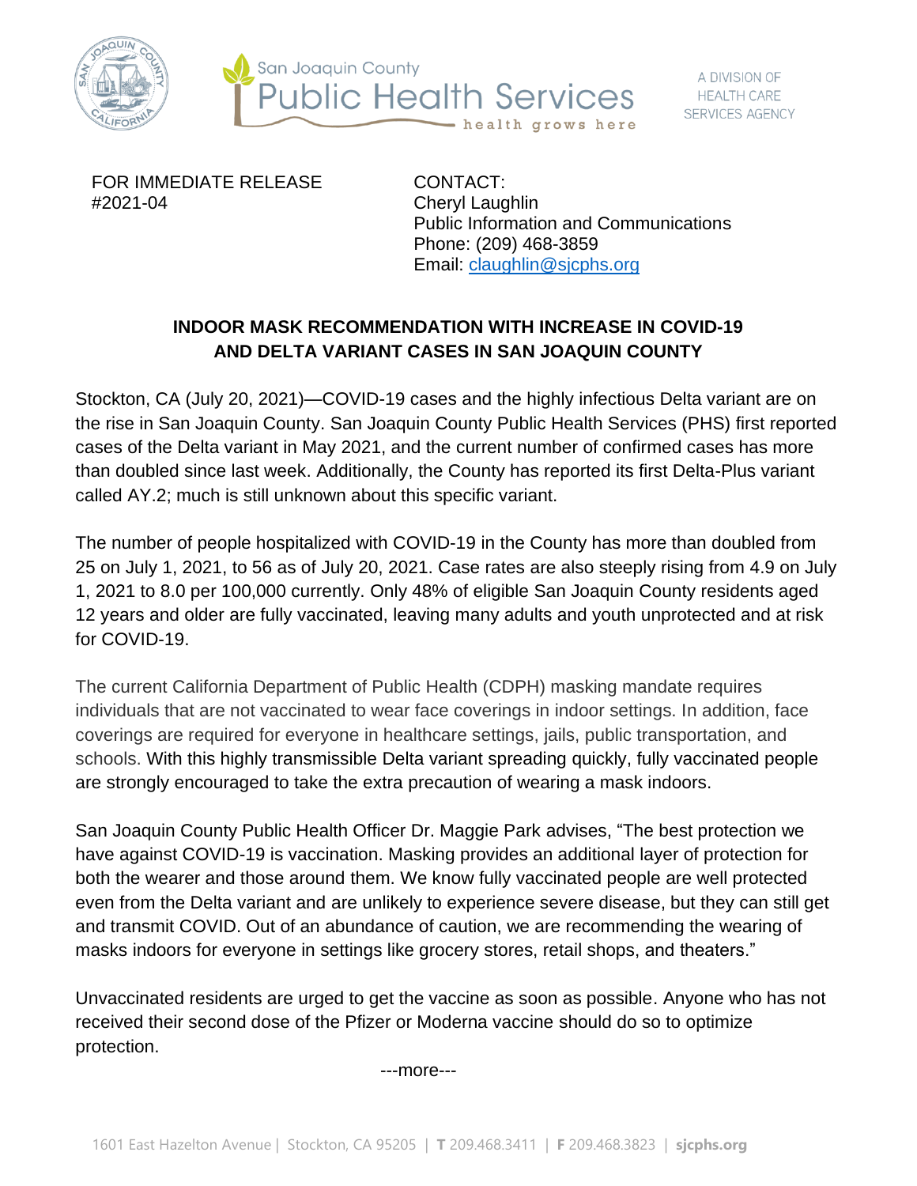San Joaquin County Public Health Services — health grows here

A DIVISION OF HEALTH CARE SERVICES AGENCY

FOR IMMEDIATE RELEASE
#2021-04

CONTACT:
Cheryl Laughlin
Public Information and Communications
Phone: (209) 468-3859
Email: claughlin@sjcphs.org

## INDOOR MASK RECOMMENDATION WITH INCREASE IN COVID-19 AND DELTA VARIANT CASES IN SAN JOAQUIN COUNTY

Stockton, CA (July 20, 2021)—COVID-19 cases and the highly infectious Delta variant are on the rise in San Joaquin County. San Joaquin County Public Health Services (PHS) first reported cases of the Delta variant in May 2021, and the current number of confirmed cases has more than doubled since last week. Additionally, the County has reported its first Delta-Plus variant called AY.2; much is still unknown about this specific variant.

The number of people hospitalized with COVID-19 in the County has more than doubled from 25 on July 1, 2021, to 56 as of July 20, 2021. Case rates are also steeply rising from 4.9 on July 1, 2021 to 8.0 per 100,000 currently. Only 48% of eligible San Joaquin County residents aged 12 years and older are fully vaccinated, leaving many adults and youth unprotected and at risk for COVID-19.

The current California Department of Public Health (CDPH) masking mandate requires individuals that are not vaccinated to wear face coverings in indoor settings. In addition, face coverings are required for everyone in healthcare settings, jails, public transportation, and schools. With this highly transmissible Delta variant spreading quickly, fully vaccinated people are strongly encouraged to take the extra precaution of wearing a mask indoors.

San Joaquin County Public Health Officer Dr. Maggie Park advises, "The best protection we have against COVID-19 is vaccination. Masking provides an additional layer of protection for both the wearer and those around them. We know fully vaccinated people are well protected even from the Delta variant and are unlikely to experience severe disease, but they can still get and transmit COVID. Out of an abundance of caution, we are recommending the wearing of masks indoors for everyone in settings like grocery stores, retail shops, and theaters."

Unvaccinated residents are urged to get the vaccine as soon as possible. Anyone who has not received their second dose of the Pfizer or Moderna vaccine should do so to optimize protection.

---more---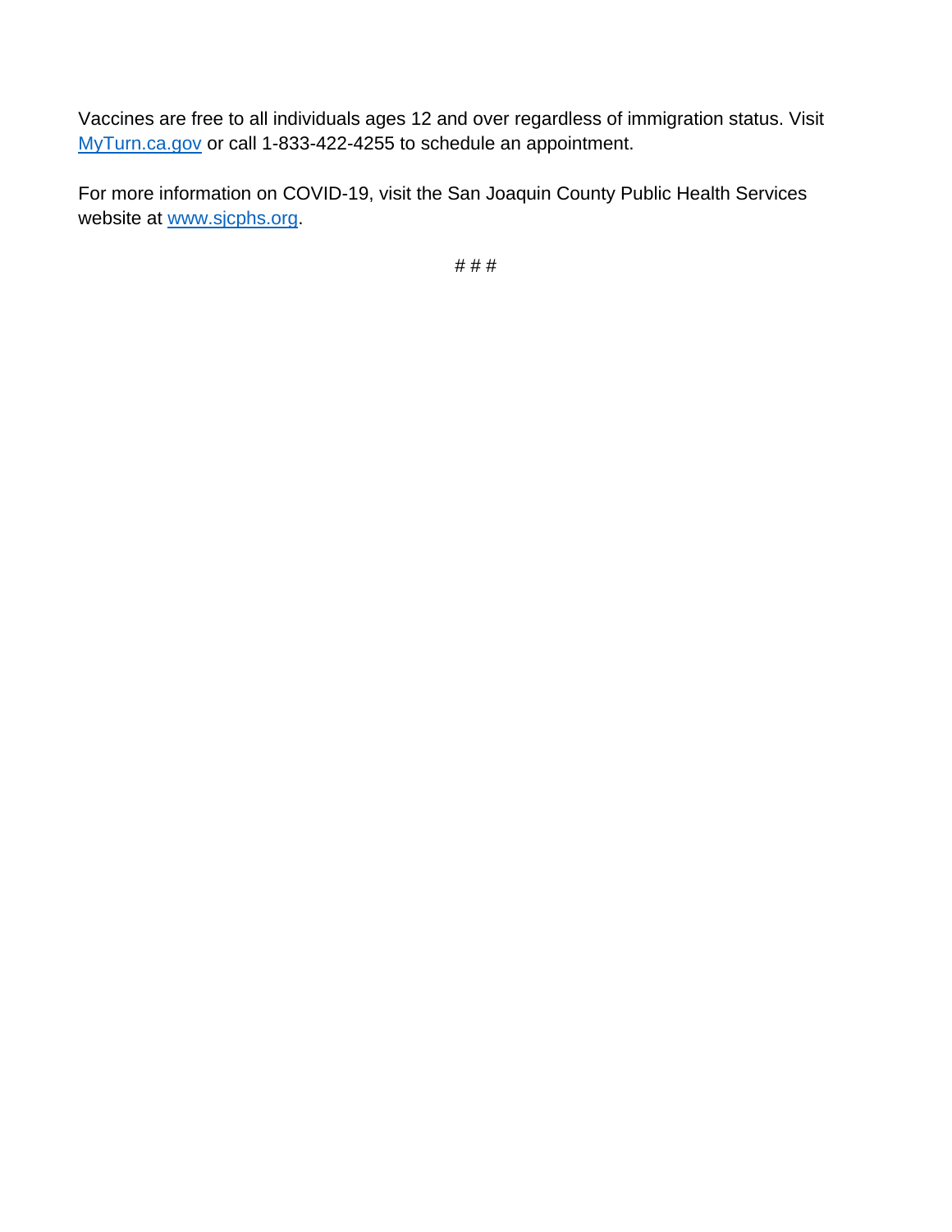Vaccines are free to all individuals ages 12 and over regardless of immigration status. Visit [MyTurn.ca.gov](MyTurn.ca.gov) or call 1-833-422-4255 to schedule an appointment.

For more information on COVID-19, visit the San Joaquin County Public Health Services website at [www.sjcphs.org](www.sjcphs.org).

# # #